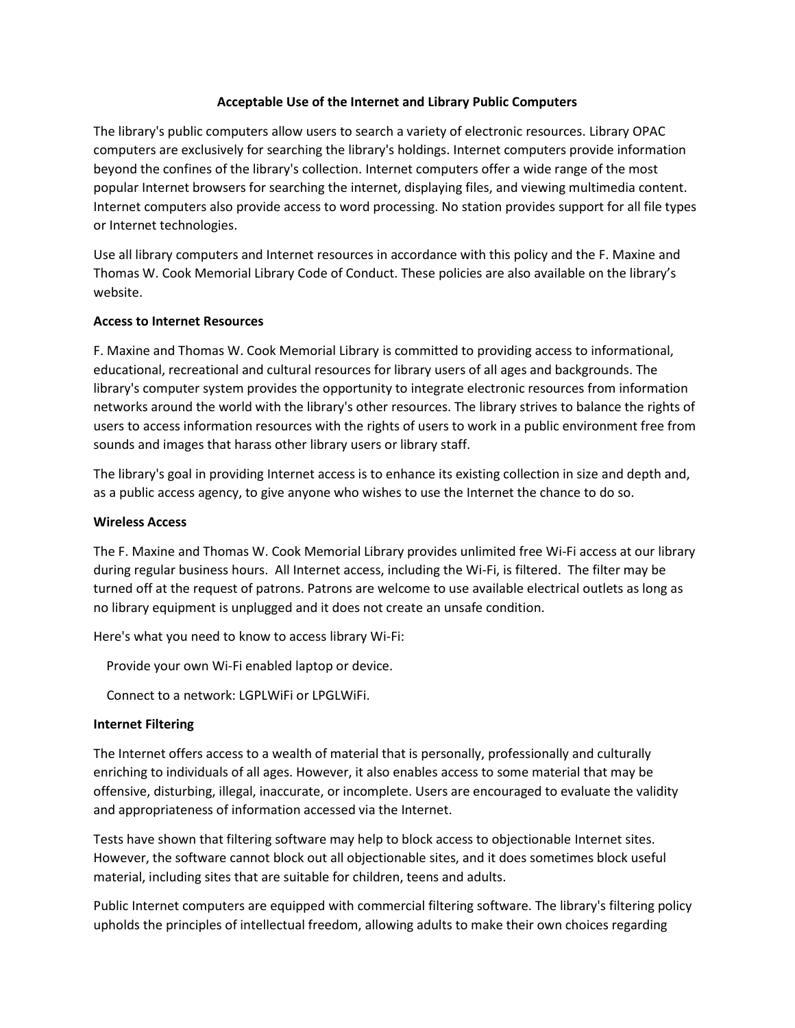# Acceptable Use of the Internet and Library Public Computers

The library's public computers allow users to search a variety of electronic resources. Library OPAC computers are exclusively for searching the library's holdings. Internet computers provide information beyond the confines of the library's collection. Internet computers offer a wide range of the most popular Internet browsers for searching the internet, displaying files, and viewing multimedia content. Internet computers also provide access to word processing. No station provides support for all file types or Internet technologies.

Use all library computers and Internet resources in accordance with this policy and the F. Maxine and Thomas W. Cook Memorial Library Code of Conduct. These policies are also available on the library's website.

**Access to Internet Resources**

F. Maxine and Thomas W. Cook Memorial Library is committed to providing access to informational, educational, recreational and cultural resources for library users of all ages and backgrounds. The library's computer system provides the opportunity to integrate electronic resources from information networks around the world with the library's other resources. The library strives to balance the rights of users to access information resources with the rights of users to work in a public environment free from sounds and images that harass other library users or library staff.

The library's goal in providing Internet access is to enhance its existing collection in size and depth and, as a public access agency, to give anyone who wishes to use the Internet the chance to do so.

**Wireless Access**

The F. Maxine and Thomas W. Cook Memorial Library provides unlimited free Wi-Fi access at our library during regular business hours. All Internet access, including the Wi-Fi, is filtered. The filter may be turned off at the request of patrons. Patrons are welcome to use available electrical outlets as long as no library equipment is unplugged and it does not create an unsafe condition.

Here's what you need to know to access library Wi-Fi:

Provide your own Wi-Fi enabled laptop or device.

Connect to a network: LGPLWiFi or LPGLWiFi.

**Internet Filtering**

The Internet offers access to a wealth of material that is personally, professionally and culturally enriching to individuals of all ages. However, it also enables access to some material that may be offensive, disturbing, illegal, inaccurate, or incomplete. Users are encouraged to evaluate the validity and appropriateness of information accessed via the Internet.

Tests have shown that filtering software may help to block access to objectionable Internet sites. However, the software cannot block out all objectionable sites, and it does sometimes block useful material, including sites that are suitable for children, teens and adults.

Public Internet computers are equipped with commercial filtering software. The library's filtering policy upholds the principles of intellectual freedom, allowing adults to make their own choices regarding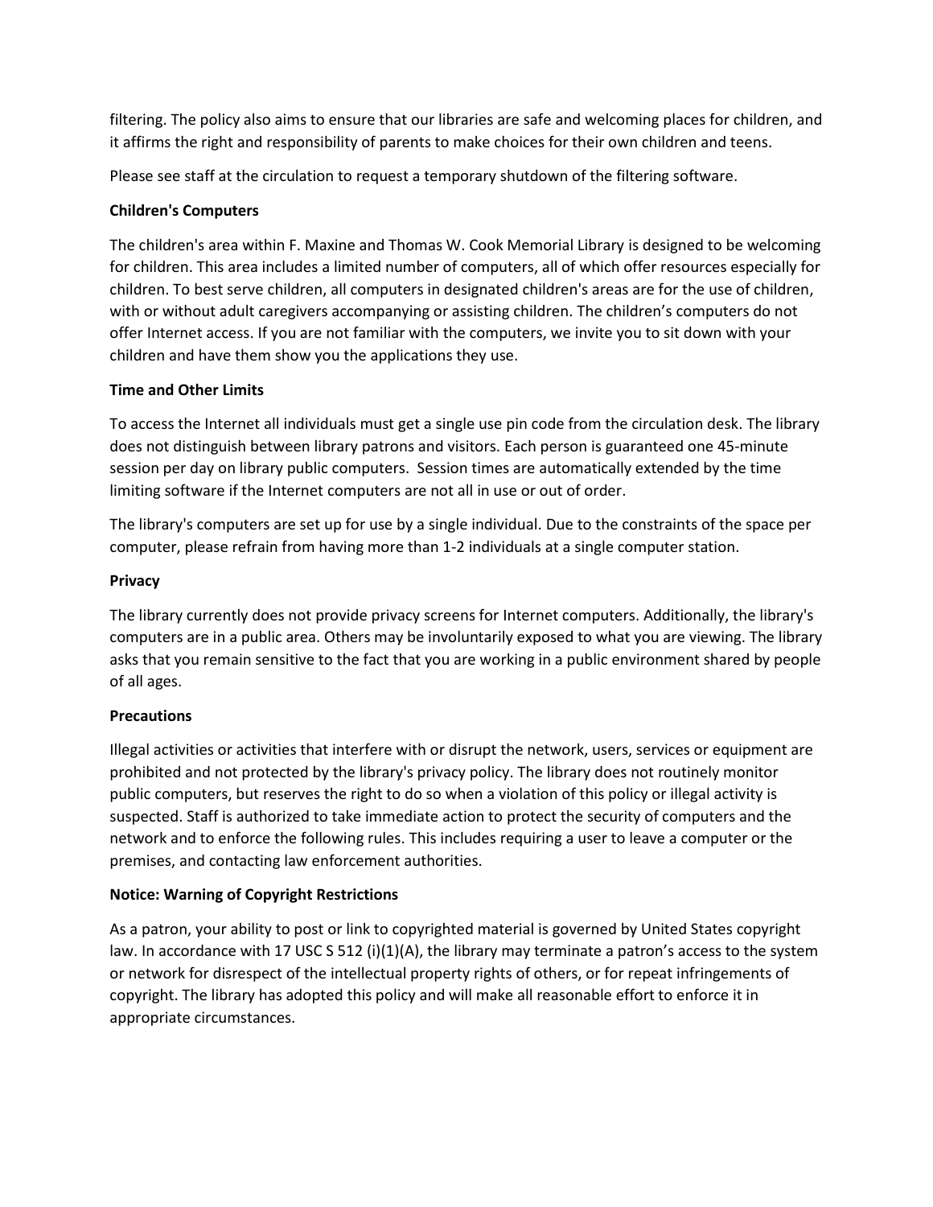filtering. The policy also aims to ensure that our libraries are safe and welcoming places for children, and it affirms the right and responsibility of parents to make choices for their own children and teens.

Please see staff at the circulation to request a temporary shutdown of the filtering software.

**Children's Computers**

The children's area within F. Maxine and Thomas W. Cook Memorial Library is designed to be welcoming for children. This area includes a limited number of computers, all of which offer resources especially for children. To best serve children, all computers in designated children's areas are for the use of children, with or without adult caregivers accompanying or assisting children. The children's computers do not offer Internet access. If you are not familiar with the computers, we invite you to sit down with your children and have them show you the applications they use.

**Time and Other Limits**

To access the Internet all individuals must get a single use pin code from the circulation desk. The library does not distinguish between library patrons and visitors. Each person is guaranteed one 45-minute session per day on library public computers. Session times are automatically extended by the time limiting software if the Internet computers are not all in use or out of order.

The library's computers are set up for use by a single individual. Due to the constraints of the space per computer, please refrain from having more than 1-2 individuals at a single computer station.

**Privacy**

The library currently does not provide privacy screens for Internet computers. Additionally, the library's computers are in a public area. Others may be involuntarily exposed to what you are viewing. The library asks that you remain sensitive to the fact that you are working in a public environment shared by people of all ages.

**Precautions**

Illegal activities or activities that interfere with or disrupt the network, users, services or equipment are prohibited and not protected by the library's privacy policy. The library does not routinely monitor public computers, but reserves the right to do so when a violation of this policy or illegal activity is suspected. Staff is authorized to take immediate action to protect the security of computers and the network and to enforce the following rules. This includes requiring a user to leave a computer or the premises, and contacting law enforcement authorities.

**Notice: Warning of Copyright Restrictions**

As a patron, your ability to post or link to copyrighted material is governed by United States copyright law. In accordance with 17 USC S 512 (i)(1)(A), the library may terminate a patron's access to the system or network for disrespect of the intellectual property rights of others, or for repeat infringements of copyright. The library has adopted this policy and will make all reasonable effort to enforce it in appropriate circumstances.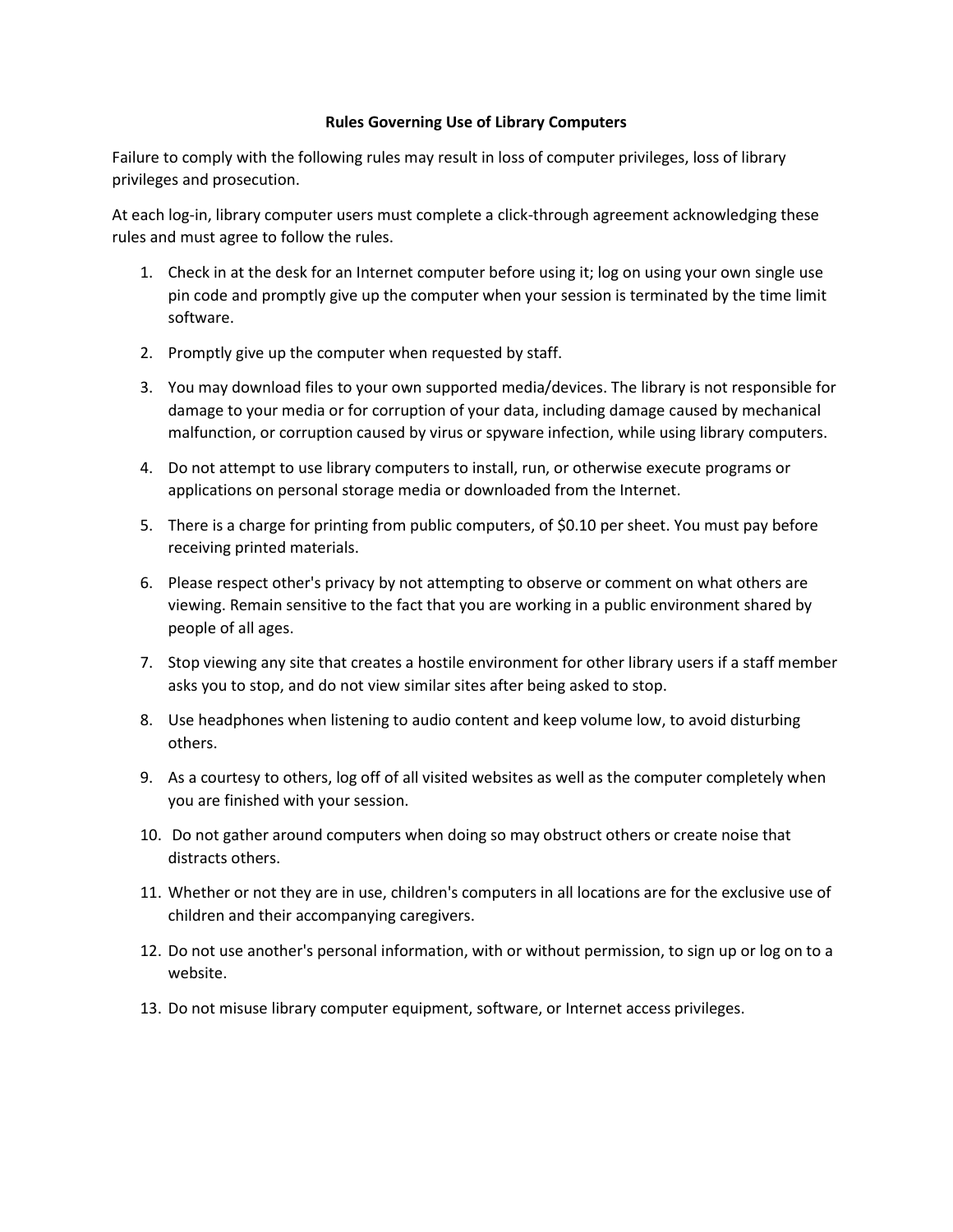**Rules Governing Use of Library Computers**

Failure to comply with the following rules may result in loss of computer privileges, loss of library privileges and prosecution.

At each log-in, library computer users must complete a click-through agreement acknowledging these rules and must agree to follow the rules.

1. Check in at the desk for an Internet computer before using it; log on using your own single use pin code and promptly give up the computer when your session is terminated by the time limit software.
2. Promptly give up the computer when requested by staff.
3. You may download files to your own supported media/devices. The library is not responsible for damage to your media or for corruption of your data, including damage caused by mechanical malfunction, or corruption caused by virus or spyware infection, while using library computers.
4. Do not attempt to use library computers to install, run, or otherwise execute programs or applications on personal storage media or downloaded from the Internet.
5. There is a charge for printing from public computers, of $0.10 per sheet. You must pay before receiving printed materials.
6. Please respect other's privacy by not attempting to observe or comment on what others are viewing. Remain sensitive to the fact that you are working in a public environment shared by people of all ages.
7. Stop viewing any site that creates a hostile environment for other library users if a staff member asks you to stop, and do not view similar sites after being asked to stop.
8. Use headphones when listening to audio content and keep volume low, to avoid disturbing others.
9. As a courtesy to others, log off of all visited websites as well as the computer completely when you are finished with your session.
10. Do not gather around computers when doing so may obstruct others or create noise that distracts others.
11. Whether or not they are in use, children's computers in all locations are for the exclusive use of children and their accompanying caregivers.
12. Do not use another's personal information, with or without permission, to sign up or log on to a website.
13. Do not misuse library computer equipment, software, or Internet access privileges.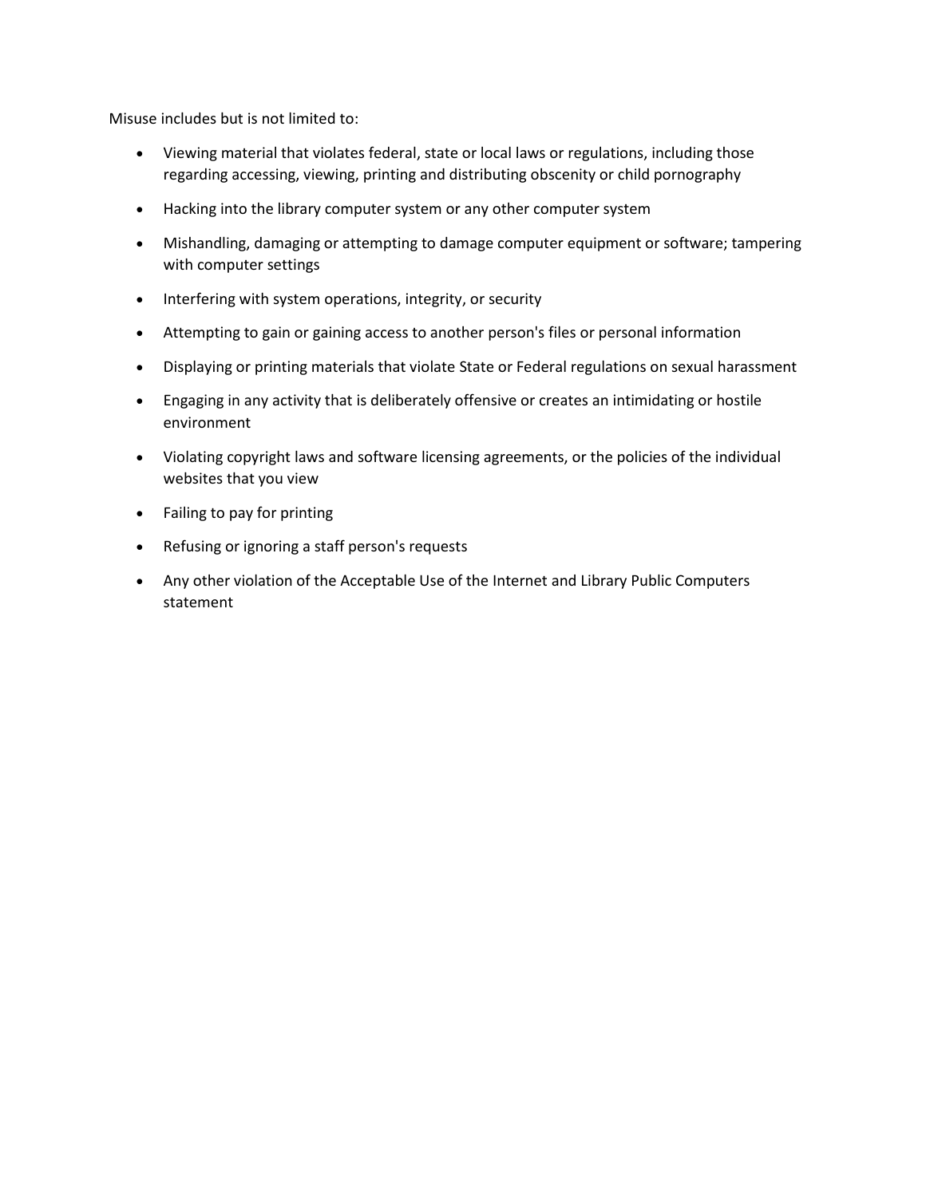Misuse includes but is not limited to:

- Viewing material that violates federal, state or local laws or regulations, including those regarding accessing, viewing, printing and distributing obscenity or child pornography
- Hacking into the library computer system or any other computer system
- Mishandling, damaging or attempting to damage computer equipment or software; tampering with computer settings
- Interfering with system operations, integrity, or security
- Attempting to gain or gaining access to another person's files or personal information
- Displaying or printing materials that violate State or Federal regulations on sexual harassment
- Engaging in any activity that is deliberately offensive or creates an intimidating or hostile environment
- Violating copyright laws and software licensing agreements, or the policies of the individual websites that you view
- Failing to pay for printing
- Refusing or ignoring a staff person's requests
- Any other violation of the Acceptable Use of the Internet and Library Public Computers statement